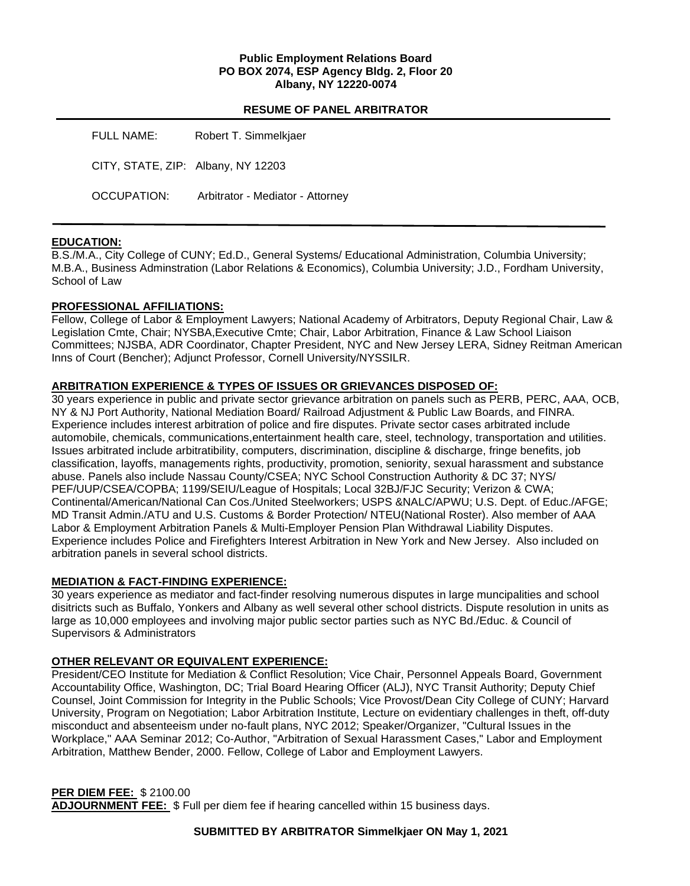**Public Employment Relations Board**
**PO BOX 2074, ESP Agency Bldg. 2, Floor 20**
**Albany, NY 12220-0074**

## RESUME OF PANEL ARBITRATOR

FULL NAME: Robert T. Simmelkjaer

CITY, STATE, ZIP: Albany, NY 12203

OCCUPATION: Arbitrator - Mediator - Attorney

### EDUCATION:

B.S./M.A., City College of CUNY; Ed.D., General Systems/ Educational Administration, Columbia University; M.B.A., Business Adminstration (Labor Relations & Economics), Columbia University; J.D., Fordham University, School of Law

### PROFESSIONAL AFFILIATIONS:

Fellow, College of Labor & Employment Lawyers; National Academy of Arbitrators, Deputy Regional Chair, Law & Legislation Cmte, Chair; NYSBA,Executive Cmte; Chair, Labor Arbitration, Finance & Law School Liaison Committees; NJSBA, ADR Coordinator, Chapter President, NYC and New Jersey LERA, Sidney Reitman American Inns of Court (Bencher); Adjunct Professor, Cornell University/NYSSILR.

### ARBITRATION EXPERIENCE & TYPES OF ISSUES OR GRIEVANCES DISPOSED OF:

30 years experience in public and private sector grievance arbitration on panels such as PERB, PERC, AAA, OCB, NY & NJ Port Authority, National Mediation Board/ Railroad Adjustment & Public Law Boards, and FINRA. Experience includes interest arbitration of police and fire disputes. Private sector cases arbitrated include automobile, chemicals, communications,entertainment health care, steel, technology, transportation and utilities. Issues arbitrated include arbitratibility, computers, discrimination, discipline & discharge, fringe benefits, job classification, layoffs, managements rights, productivity, promotion, seniority, sexual harassment and substance abuse. Panels also include Nassau County/CSEA; NYC School Construction Authority & DC 37; NYS/ PEF/UUP/CSEA/COPBA; 1199/SEIU/League of Hospitals; Local 32BJ/FJC Security; Verizon & CWA; Continental/American/National Can Cos./United Steelworkers; USPS &NALC/APWU; U.S. Dept. of Educ./AFGE; MD Transit Admin./ATU and U.S. Customs & Border Protection/ NTEU(National Roster). Also member of AAA Labor & Employment Arbitration Panels & Multi-Employer Pension Plan Withdrawal Liability Disputes. Experience includes Police and Firefighters Interest Arbitration in New York and New Jersey. Also included on arbitration panels in several school districts.

### MEDIATION & FACT-FINDING EXPERIENCE:

30 years experience as mediator and fact-finder resolving numerous disputes in large muncipalities and school disitricts such as Buffalo, Yonkers and Albany as well several other school districts. Dispute resolution in units as large as 10,000 employees and involving major public sector parties such as NYC Bd./Educ. & Council of Supervisors & Administrators

### OTHER RELEVANT OR EQUIVALENT EXPERIENCE:

President/CEO Institute for Mediation & Conflict Resolution; Vice Chair, Personnel Appeals Board, Government Accountability Office, Washington, DC; Trial Board Hearing Officer (ALJ), NYC Transit Authority; Deputy Chief Counsel, Joint Commission for Integrity in the Public Schools; Vice Provost/Dean City College of CUNY; Harvard University, Program on Negotiation; Labor Arbitration Institute, Lecture on evidentiary challenges in theft, off-duty misconduct and absenteeism under no-fault plans, NYC 2012; Speaker/Organizer, "Cultural Issues in the Workplace," AAA Seminar 2012; Co-Author, "Arbitration of Sexual Harassment Cases," Labor and Employment Arbitration, Matthew Bender, 2000. Fellow, College of Labor and Employment Lawyers.

**PER DIEM FEE:** $ 2100.00
**ADJOURNMENT FEE:** $ Full per diem fee if hearing cancelled within 15 business days.

**SUBMITTED BY ARBITRATOR Simmelkjaer ON May 1, 2021**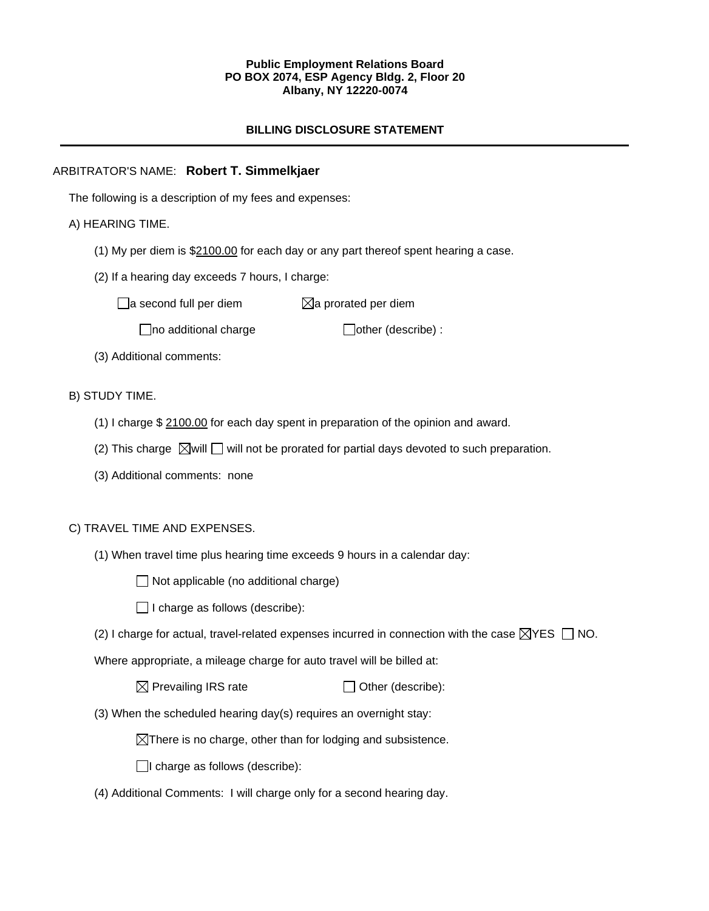**Public Employment Relations Board**
**PO BOX 2074, ESP Agency Bldg. 2, Floor 20**
**Albany, NY 12220-0074**

## BILLING DISCLOSURE STATEMENT

---

ARBITRATOR'S NAME: **Robert T. Simmelkjaer**

The following is a description of my fees and expenses:

A) HEARING TIME.

(1) My per diem is $2100.00 for each day or any part thereof spent hearing a case.

(2) If a hearing day exceeds 7 hours, I charge:

☐ a second full per diem ☒ a prorated per diem

☐ no additional charge ☐ other (describe) :

(3) Additional comments:

B) STUDY TIME.

(1) I charge $ 2100.00 for each day spent in preparation of the opinion and award.

(2) This charge ☒ will ☐ will not be prorated for partial days devoted to such preparation.

(3) Additional comments: none

C) TRAVEL TIME AND EXPENSES.

(1) When travel time plus hearing time exceeds 9 hours in a calendar day:

☐ Not applicable (no additional charge)

☐ I charge as follows (describe):

(2) I charge for actual, travel-related expenses incurred in connection with the case ☒ YES ☐ NO.

Where appropriate, a mileage charge for auto travel will be billed at:

☒ Prevailing IRS rate ☐ Other (describe):

(3) When the scheduled hearing day(s) requires an overnight stay:

☒ There is no charge, other than for lodging and subsistence.

☐ I charge as follows (describe):

(4) Additional Comments: I will charge only for a second hearing day.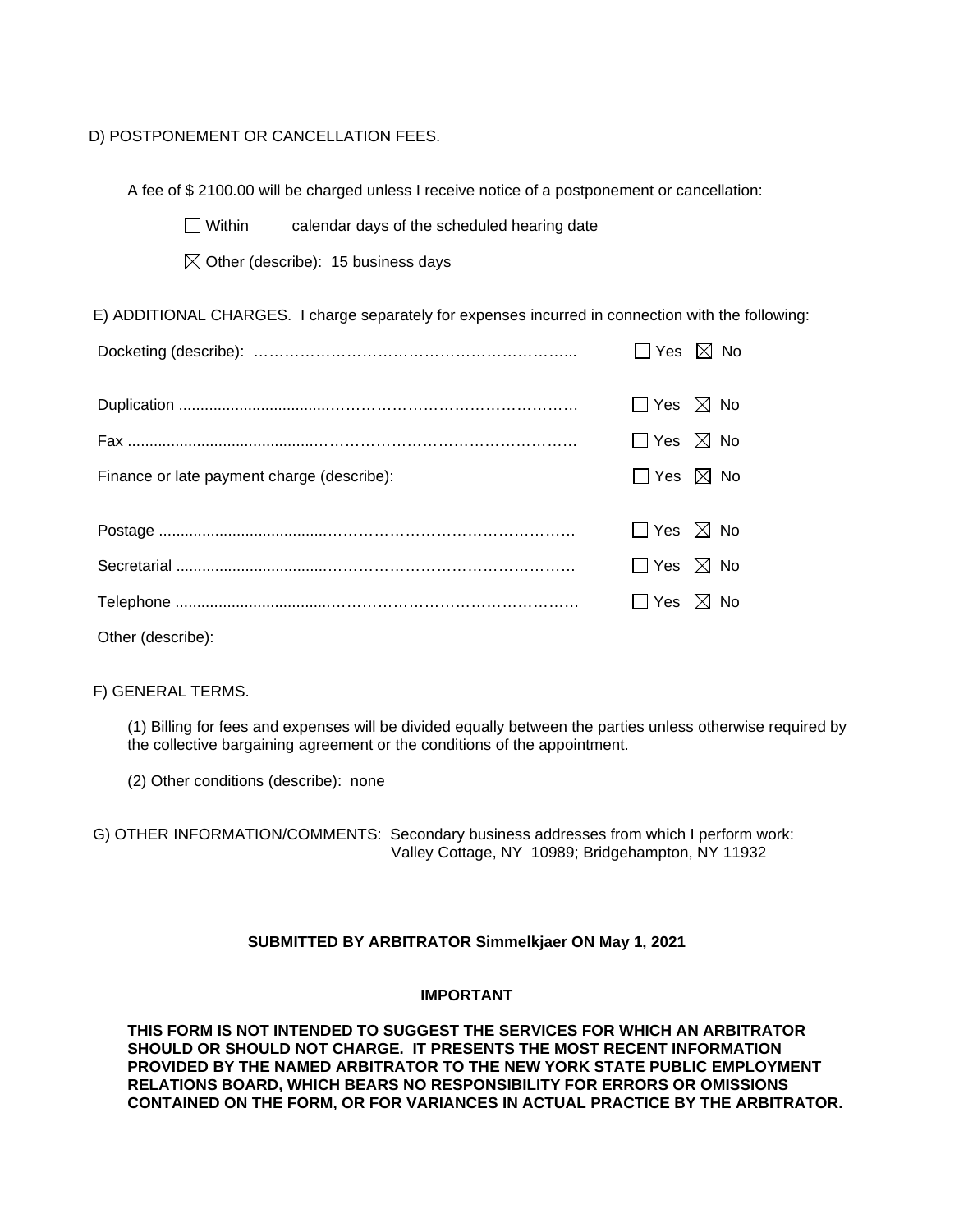D) POSTPONEMENT OR CANCELLATION FEES.

A fee of $ 2100.00 will be charged unless I receive notice of a postponement or cancellation:

☐ Within      calendar days of the scheduled hearing date

☒ Other (describe): 15 business days

E) ADDITIONAL CHARGES. I charge separately for expenses incurred in connection with the following:

| | |
|---|---|
| Docketing (describe): ………………………………………………………... | ☐ Yes ☒ No |
| Duplication ....................................……………………………………… | ☐ Yes ☒ No |
| Fax ............................................………………………………………… | ☐ Yes ☒ No |
| Finance or late payment charge (describe): | ☐ Yes ☒ No |
| Postage ......................................……………………………………… | ☐ Yes ☒ No |
| Secretarial ...................................……………………………………… | ☐ Yes ☒ No |
| Telephone ....................................……………………………………… | ☐ Yes ☒ No |
| Other (describe): | |

F) GENERAL TERMS.

(1) Billing for fees and expenses will be divided equally between the parties unless otherwise required by the collective bargaining agreement or the conditions of the appointment.

(2) Other conditions (describe): none

G) OTHER INFORMATION/COMMENTS: Secondary business addresses from which I perform work: Valley Cottage, NY 10989; Bridgehampton, NY 11932

**SUBMITTED BY ARBITRATOR Simmelkjaer ON May 1, 2021**

**IMPORTANT**

**THIS FORM IS NOT INTENDED TO SUGGEST THE SERVICES FOR WHICH AN ARBITRATOR SHOULD OR SHOULD NOT CHARGE. IT PRESENTS THE MOST RECENT INFORMATION PROVIDED BY THE NAMED ARBITRATOR TO THE NEW YORK STATE PUBLIC EMPLOYMENT RELATIONS BOARD, WHICH BEARS NO RESPONSIBILITY FOR ERRORS OR OMISSIONS CONTAINED ON THE FORM, OR FOR VARIANCES IN ACTUAL PRACTICE BY THE ARBITRATOR.**